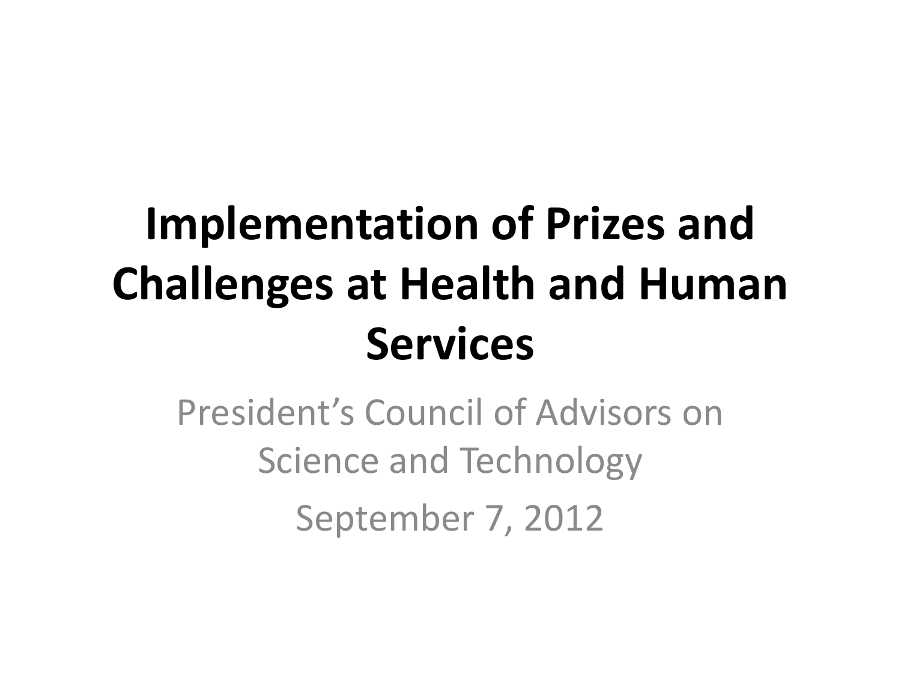# Implementation of Prizes and Challenges at Health and Human Services

President's Council of Advisors on Science and Technology

September 7, 2012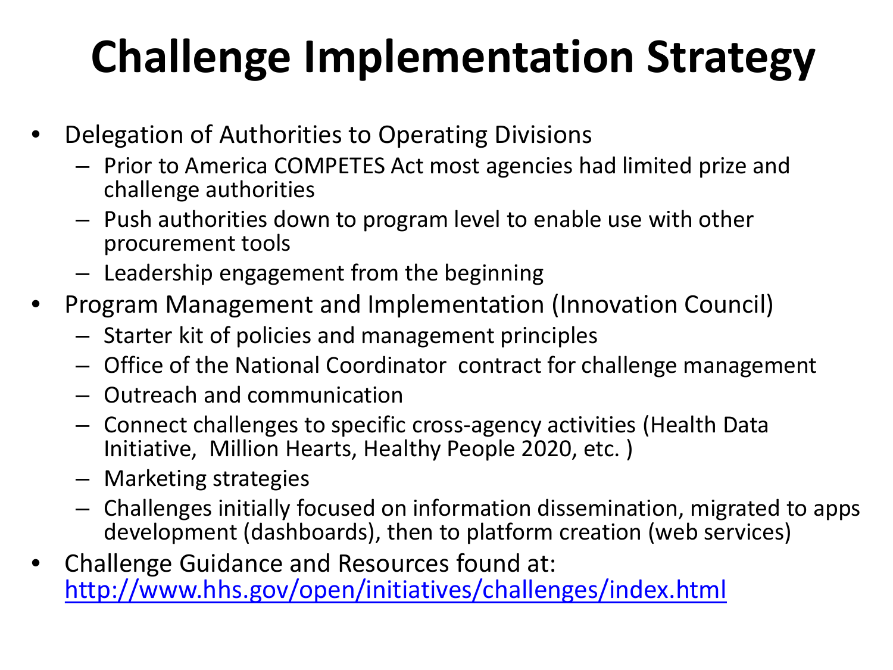# Challenge Implementation Strategy

- Delegation of Authorities to Operating Divisions
  - Prior to America COMPETES Act most agencies had limited prize and challenge authorities
  - Push authorities down to program level to enable use with other procurement tools
  - Leadership engagement from the beginning
- Program Management and Implementation (Innovation Council)
  - Starter kit of policies and management principles
  - Office of the National Coordinator contract for challenge management
  - Outreach and communication
  - Connect challenges to specific cross-agency activities (Health Data Initiative, Million Hearts, Healthy People 2020, etc. )
  - Marketing strategies
  - Challenges initially focused on information dissemination, migrated to apps development (dashboards), then to platform creation (web services)
- Challenge Guidance and Resources found at: [http://www.hhs.gov/open/initiatives/challenges/index.html](http://www.hhs.gov/open/initiatives/challenges/index.html)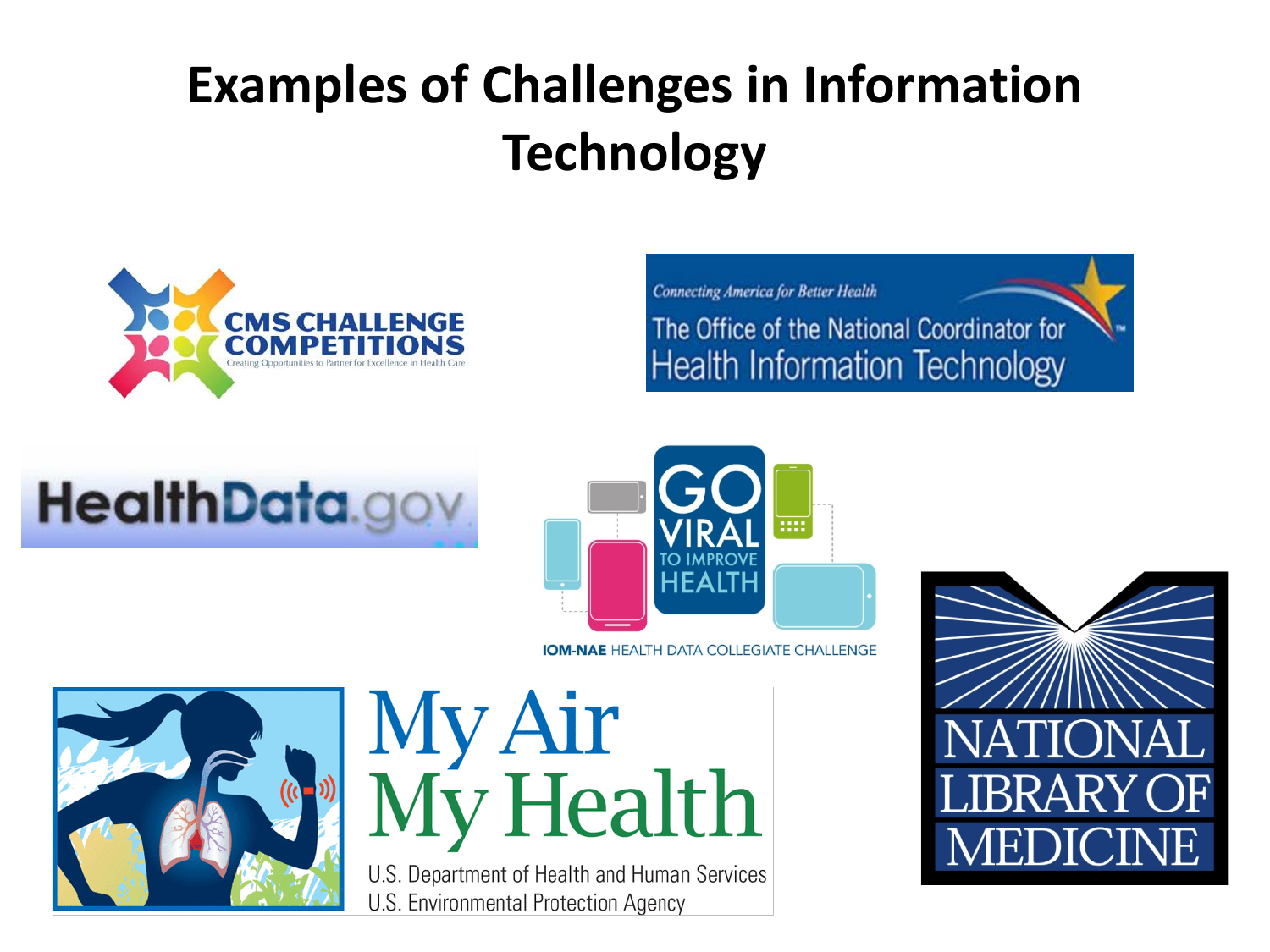# Examples of Challenges in Information Technology

CMS CHALLENGE COMPETITIONS

Creating Opportunities to Partner for Excellence in Health Care

*Connecting America for Better Health*

The Office of the National Coordinator for Health Information Technology

HealthData.gov

GO VIRAL TO IMPROVE HEALTH

**IOM-NAE** HEALTH DATA COLLEGIATE CHALLENGE

My Air My Health

U.S. Department of Health and Human Services

U.S. Environmental Protection Agency

NATIONAL LIBRARY OF MEDICINE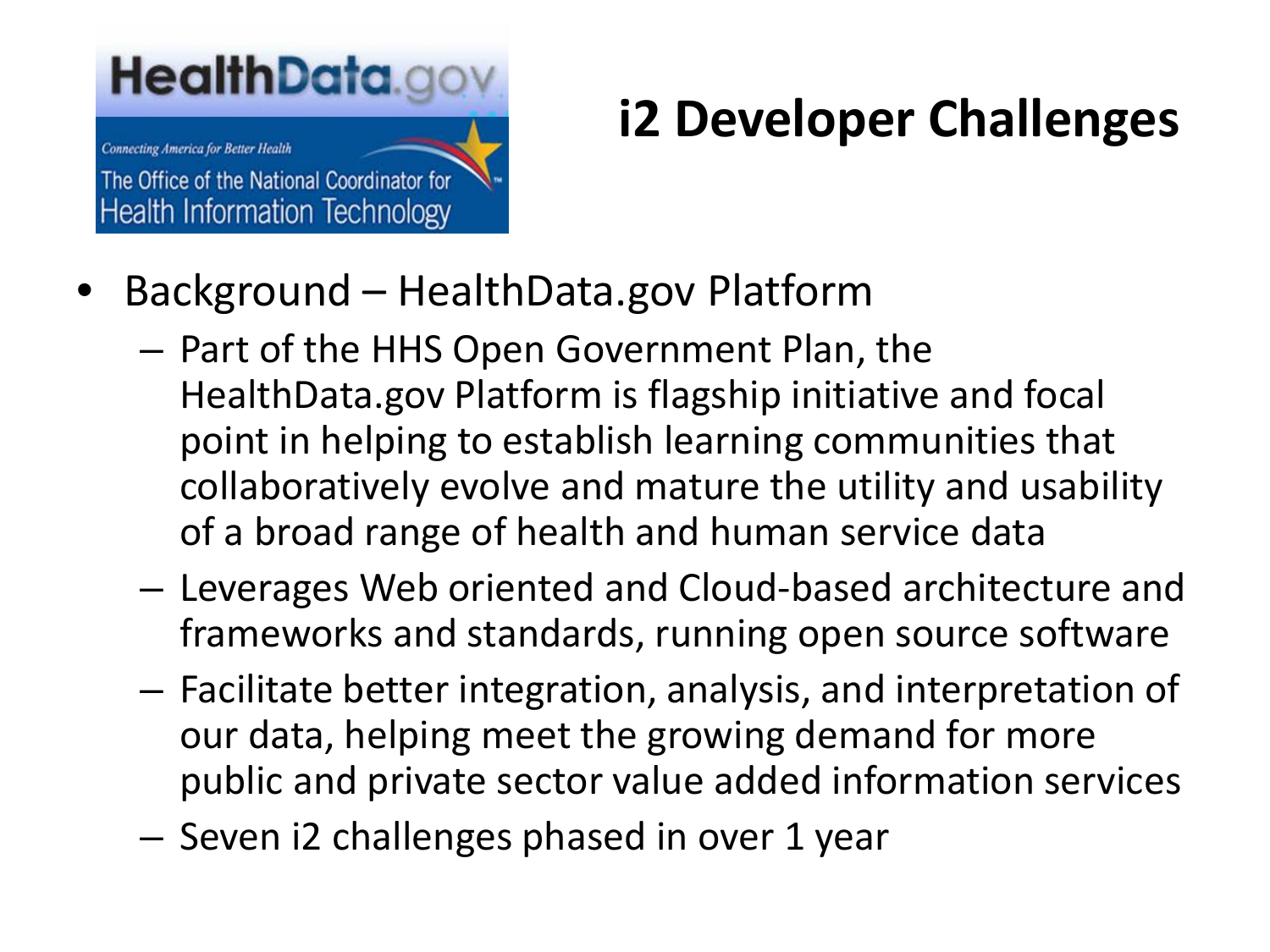HealthData.gov

Connecting America for Better Health

The Office of the National Coordinator for Health Information Technology

# i2 Developer Challenges

- Background – HealthData.gov Platform
  - Part of the HHS Open Government Plan, the HealthData.gov Platform is flagship initiative and focal point in helping to establish learning communities that collaboratively evolve and mature the utility and usability of a broad range of health and human service data
  - Leverages Web oriented and Cloud-based architecture and frameworks and standards, running open source software
  - Facilitate better integration, analysis, and interpretation of our data, helping meet the growing demand for more public and private sector value added information services
  - Seven i2 challenges phased in over 1 year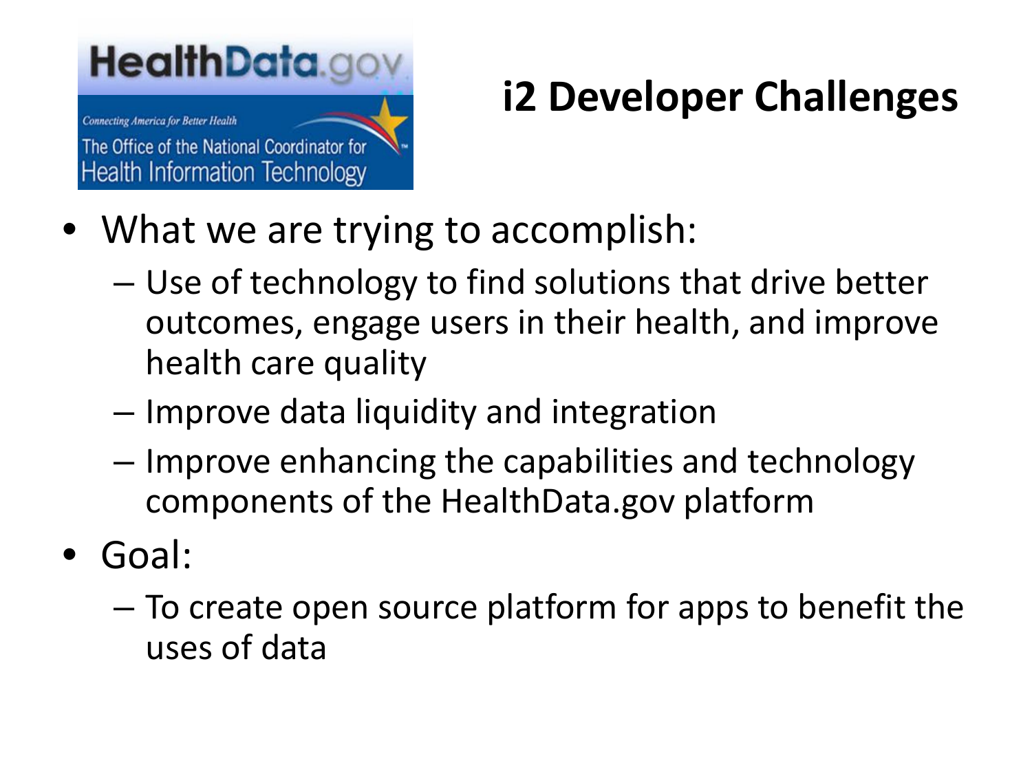HealthData.gov

*Connecting America for Better Health*

The Office of the National Coordinator for Health Information Technology

# i2 Developer Challenges

- What we are trying to accomplish:
  - Use of technology to find solutions that drive better outcomes, engage users in their health, and improve health care quality
  - Improve data liquidity and integration
  - Improve enhancing the capabilities and technology components of the HealthData.gov platform
- Goal:
  - To create open source platform for apps to benefit the uses of data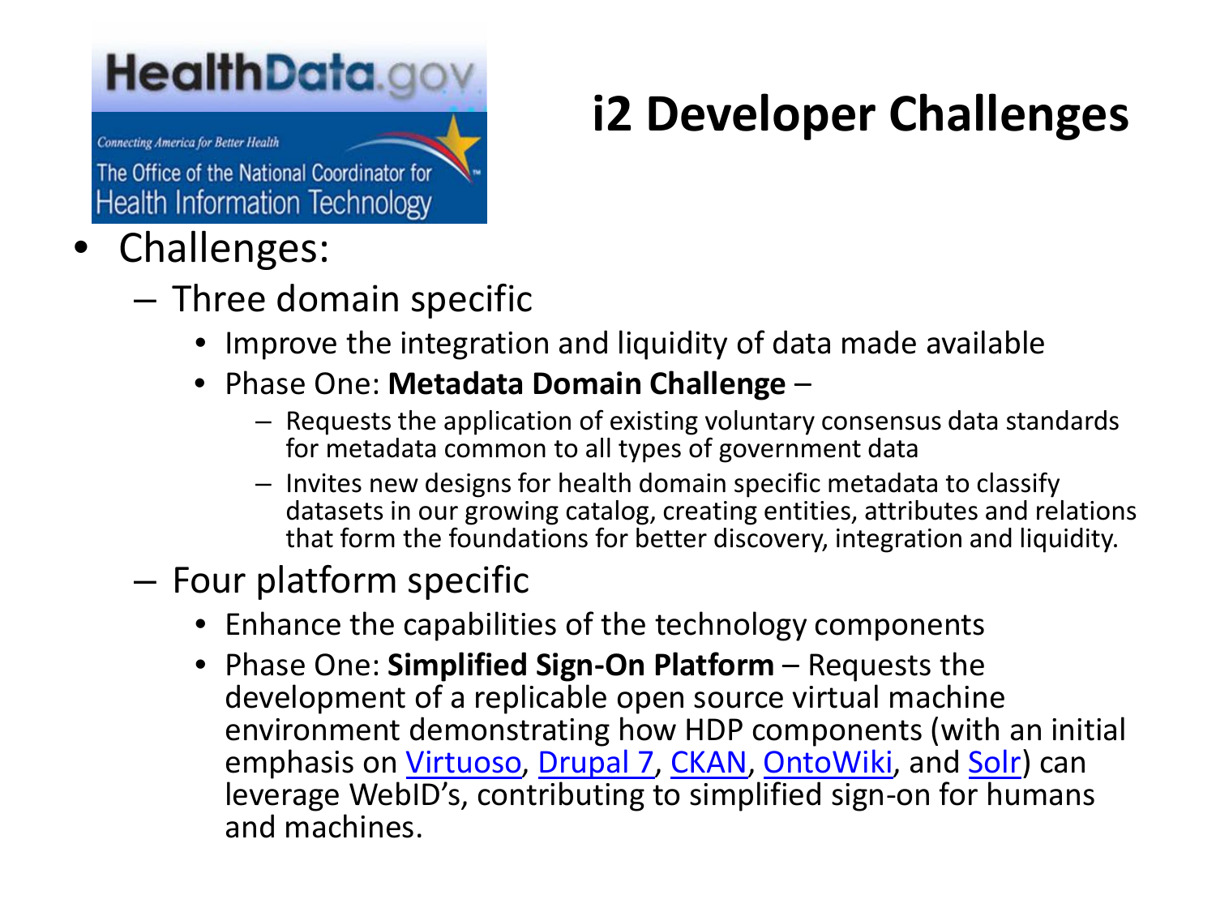HealthData.gov

*Connecting America for Better Health*

The Office of the National Coordinator for Health Information Technology

# i2 Developer Challenges

- Challenges:
  - Three domain specific
    - Improve the integration and liquidity of data made available
    - Phase One: **Metadata Domain Challenge** –
      - Requests the application of existing voluntary consensus data standards for metadata common to all types of government data
      - Invites new designs for health domain specific metadata to classify datasets in our growing catalog, creating entities, attributes and relations that form the foundations for better discovery, integration and liquidity.
  - Four platform specific
    - Enhance the capabilities of the technology components
    - Phase One: **Simplified Sign-On Platform** – Requests the development of a replicable open source virtual machine environment demonstrating how HDP components (with an initial emphasis on Virtuoso, Drupal 7, CKAN, OntoWiki, and Solr) can leverage WebID's, contributing to simplified sign-on for humans and machines.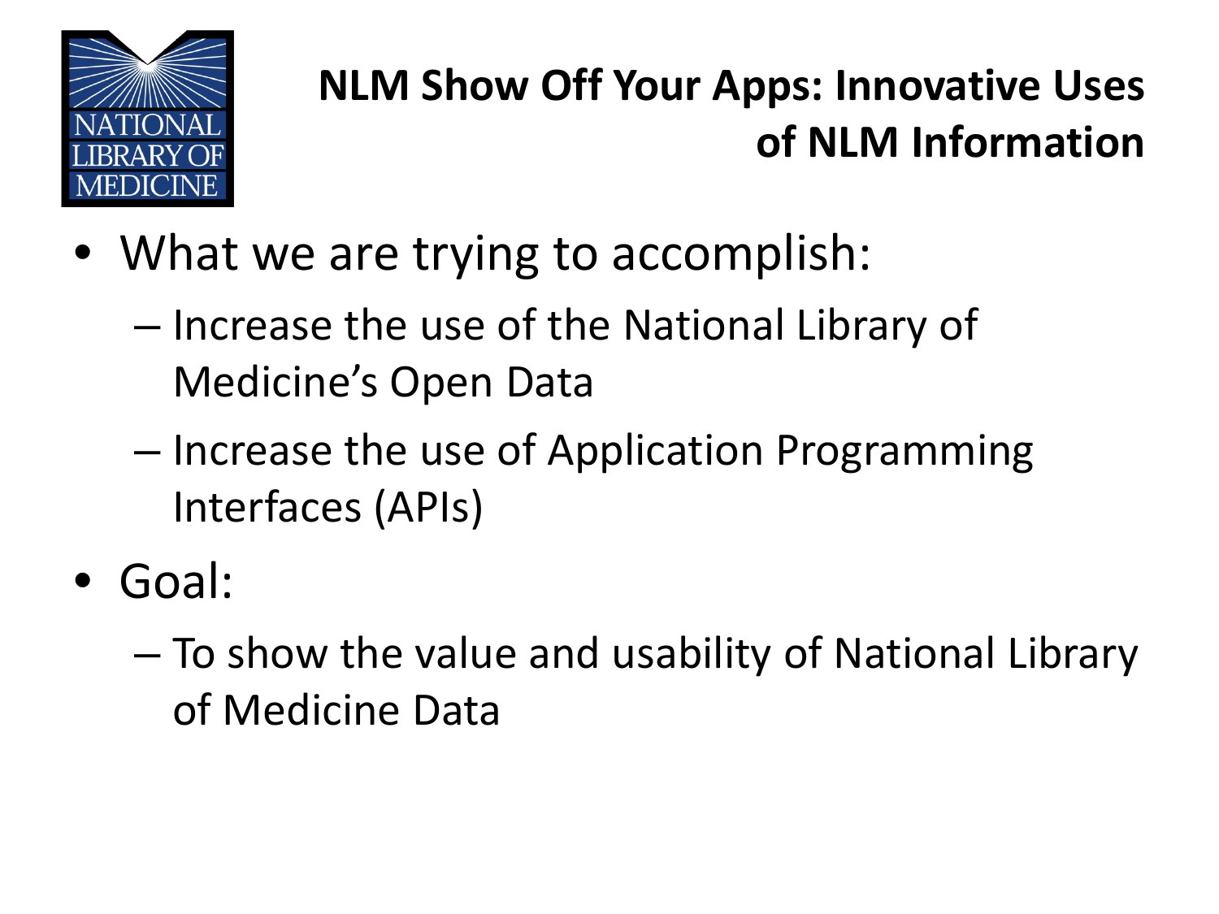## NLM Show Off Your Apps: Innovative Uses of NLM Information

- What we are trying to accomplish:
  - Increase the use of the National Library of Medicine's Open Data
  - Increase the use of Application Programming Interfaces (APIs)
- Goal:
  - To show the value and usability of National Library of Medicine Data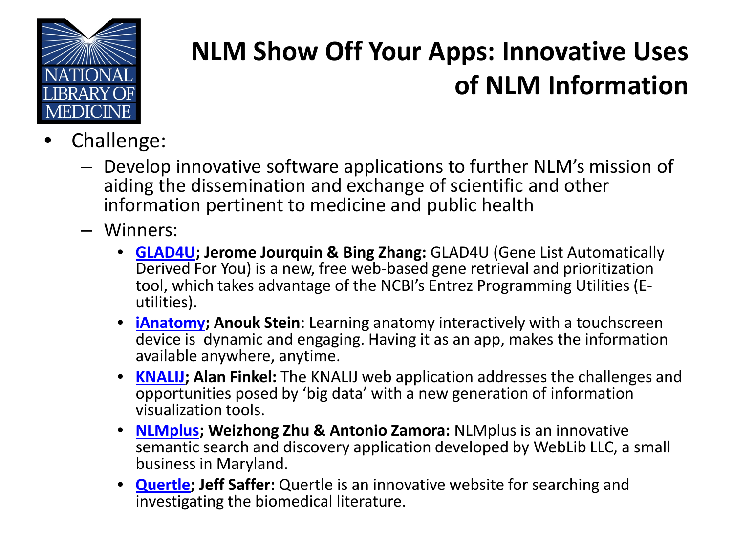# NLM Show Off Your Apps: Innovative Uses of NLM Information

- Challenge:
  - Develop innovative software applications to further NLM's mission of aiding the dissemination and exchange of scientific and other information pertinent to medicine and public health
  - Winners:
    - **GLAD4U; Jerome Jourquin & Bing Zhang:** GLAD4U (Gene List Automatically Derived For You) is a new, free web-based gene retrieval and prioritization tool, which takes advantage of the NCBI's Entrez Programming Utilities (E-utilities).
    - **iAnatomy; Anouk Stein**: Learning anatomy interactively with a touchscreen device is dynamic and engaging. Having it as an app, makes the information available anywhere, anytime.
    - **KNALIJ; Alan Finkel:** The KNALIJ web application addresses the challenges and opportunities posed by 'big data' with a new generation of information visualization tools.
    - **NLMplus; Weizhong Zhu & Antonio Zamora:** NLMplus is an innovative semantic search and discovery application developed by WebLib LLC, a small business in Maryland.
    - **Quertle; Jeff Saffer:** Quertle is an innovative website for searching and investigating the biomedical literature.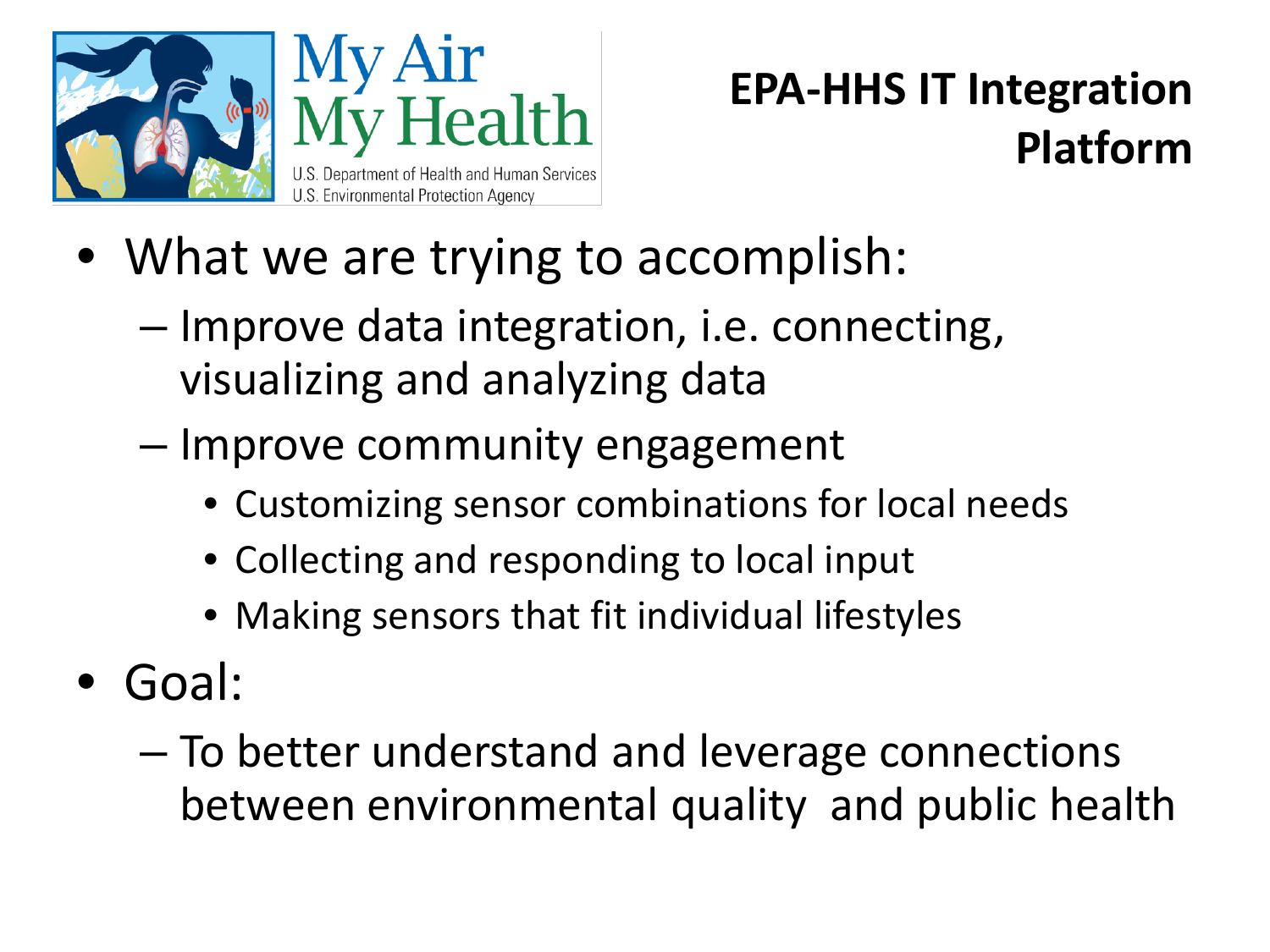My Air My Health

U.S. Department of Health and Human Services
U.S. Environmental Protection Agency

# EPA-HHS IT Integration Platform

- What we are trying to accomplish:
  - Improve data integration, i.e. connecting, visualizing and analyzing data
  - Improve community engagement
    - Customizing sensor combinations for local needs
    - Collecting and responding to local input
    - Making sensors that fit individual lifestyles
- Goal:
  - To better understand and leverage connections between environmental quality and public health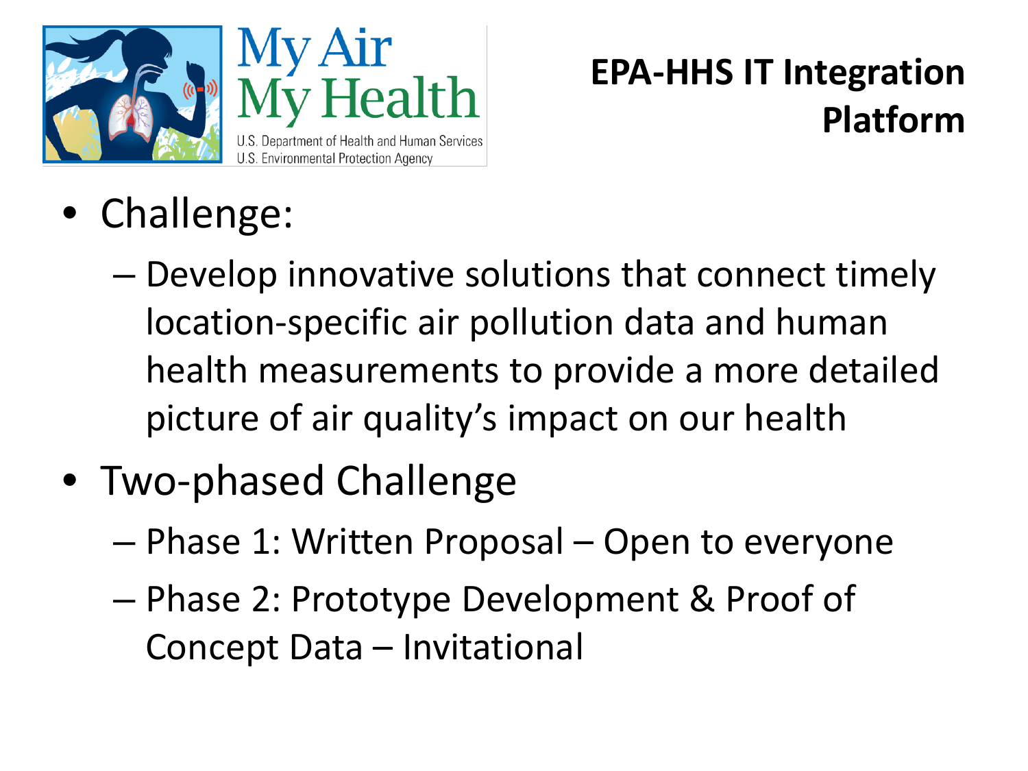My Air My Health

U.S. Department of Health and Human Services
U.S. Environmental Protection Agency

# EPA-HHS IT Integration Platform

- Challenge:
  - Develop innovative solutions that connect timely location-specific air pollution data and human health measurements to provide a more detailed picture of air quality's impact on our health
- Two-phased Challenge
  - Phase 1: Written Proposal – Open to everyone
  - Phase 2: Prototype Development & Proof of Concept Data – Invitational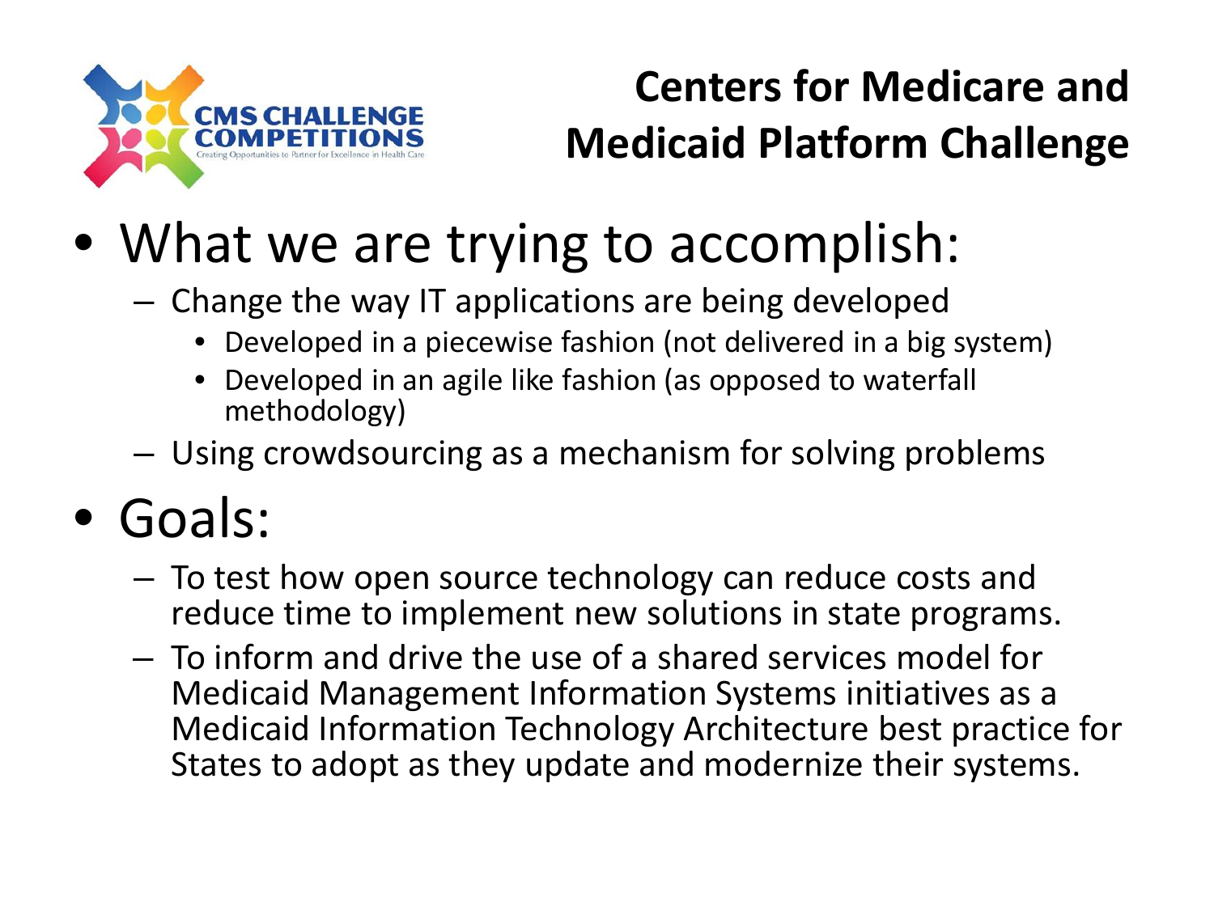CMS CHALLENGE COMPETITIONS
Creating Opportunities to Partner for Excellence in Health Care

# Centers for Medicare and Medicaid Platform Challenge

- What we are trying to accomplish:
  - Change the way IT applications are being developed
    - Developed in a piecewise fashion (not delivered in a big system)
    - Developed in an agile like fashion (as opposed to waterfall methodology)
  - Using crowdsourcing as a mechanism for solving problems
- Goals:
  - To test how open source technology can reduce costs and reduce time to implement new solutions in state programs.
  - To inform and drive the use of a shared services model for Medicaid Management Information Systems initiatives as a Medicaid Information Technology Architecture best practice for States to adopt as they update and modernize their systems.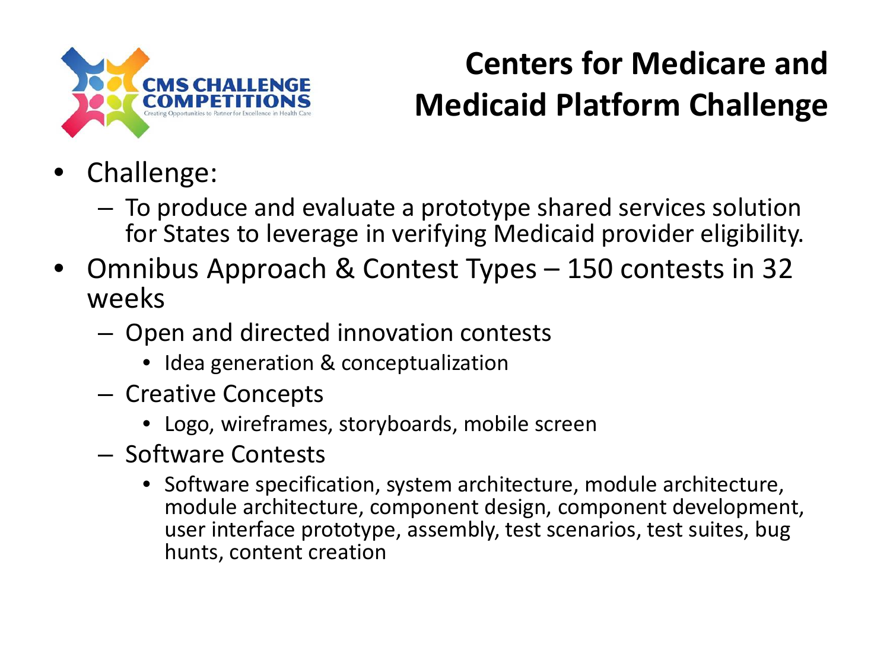CMS CHALLENGE COMPETITIONS
Creating Opportunities to Partner for Excellence in Health Care

# Centers for Medicare and Medicaid Platform Challenge

- Challenge:
  - To produce and evaluate a prototype shared services solution for States to leverage in verifying Medicaid provider eligibility.
- Omnibus Approach & Contest Types – 150 contests in 32 weeks
  - Open and directed innovation contests
    - Idea generation & conceptualization
  - Creative Concepts
    - Logo, wireframes, storyboards, mobile screen
  - Software Contests
    - Software specification, system architecture, module architecture, module architecture, component design, component development, user interface prototype, assembly, test scenarios, test suites, bug hunts, content creation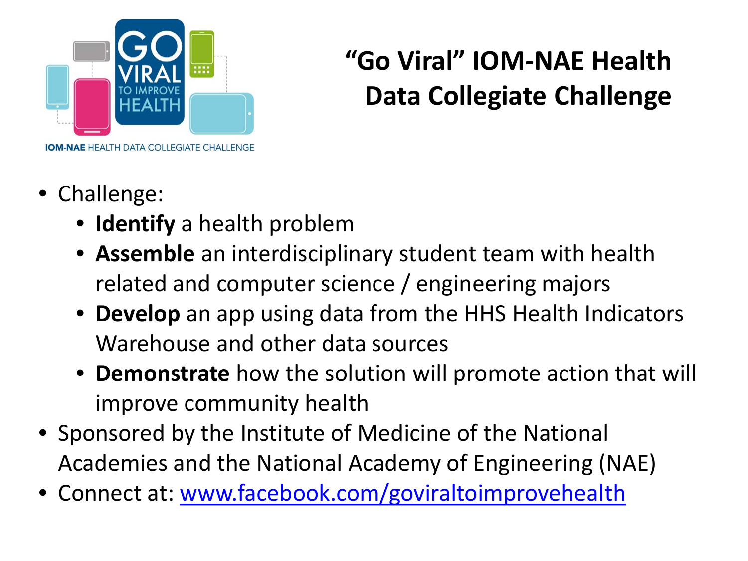# "Go Viral" IOM-NAE Health Data Collegiate Challenge

- Challenge:
  - **Identify** a health problem
  - **Assemble** an interdisciplinary student team with health related and computer science / engineering majors
  - **Develop** an app using data from the HHS Health Indicators Warehouse and other data sources
  - **Demonstrate** how the solution will promote action that will improve community health
- Sponsored by the Institute of Medicine of the National Academies and the National Academy of Engineering (NAE)
- Connect at: [www.facebook.com/goviraltoimprovehealth](http://www.facebook.com/goviraltoimprovehealth)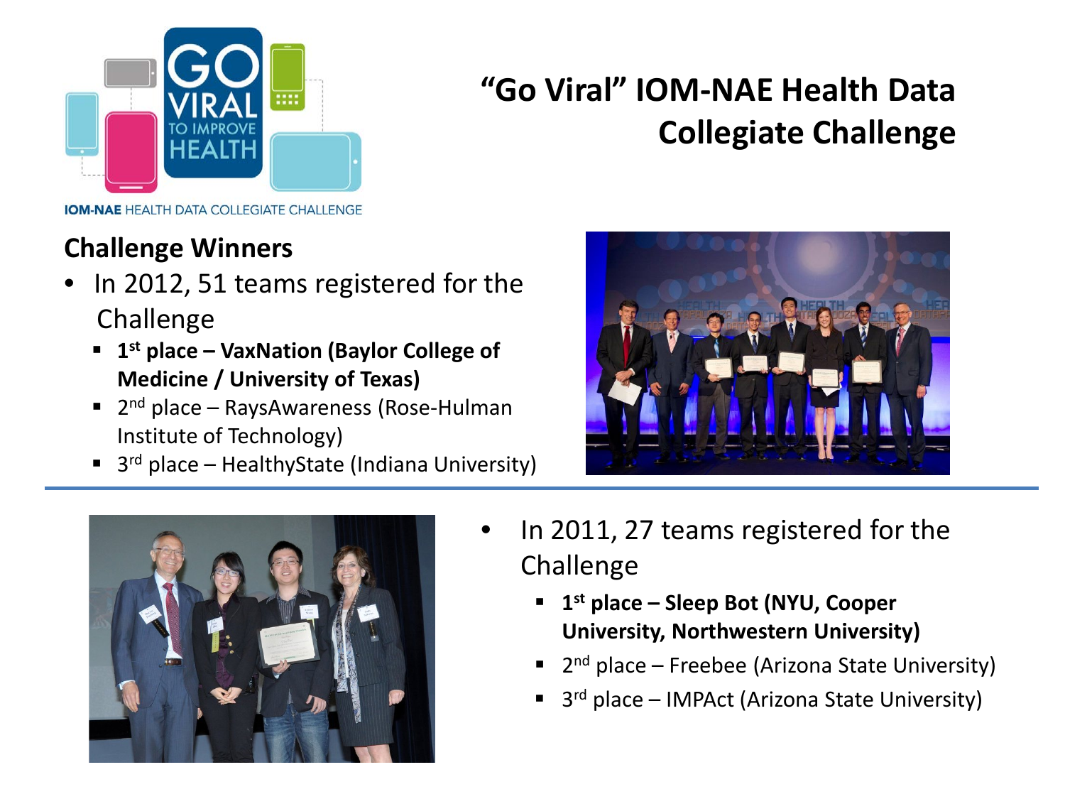# "Go Viral" IOM-NAE Health Data Collegiate Challenge

GO VIRAL TO IMPROVE HEALTH

**IOM-NAE** HEALTH DATA COLLEGIATE CHALLENGE

## Challenge Winners

- In 2012, 51 teams registered for the Challenge
  - **1st place – VaxNation (Baylor College of Medicine / University of Texas)**
  - 2nd place – RaysAwareness (Rose-Hulman Institute of Technology)
  - 3rd place – HealthyState (Indiana University)

- In 2011, 27 teams registered for the Challenge
  - **1st place – Sleep Bot (NYU, Cooper University, Northwestern University)**
  - 2nd place – Freebee (Arizona State University)
  - 3rd place – IMPAct (Arizona State University)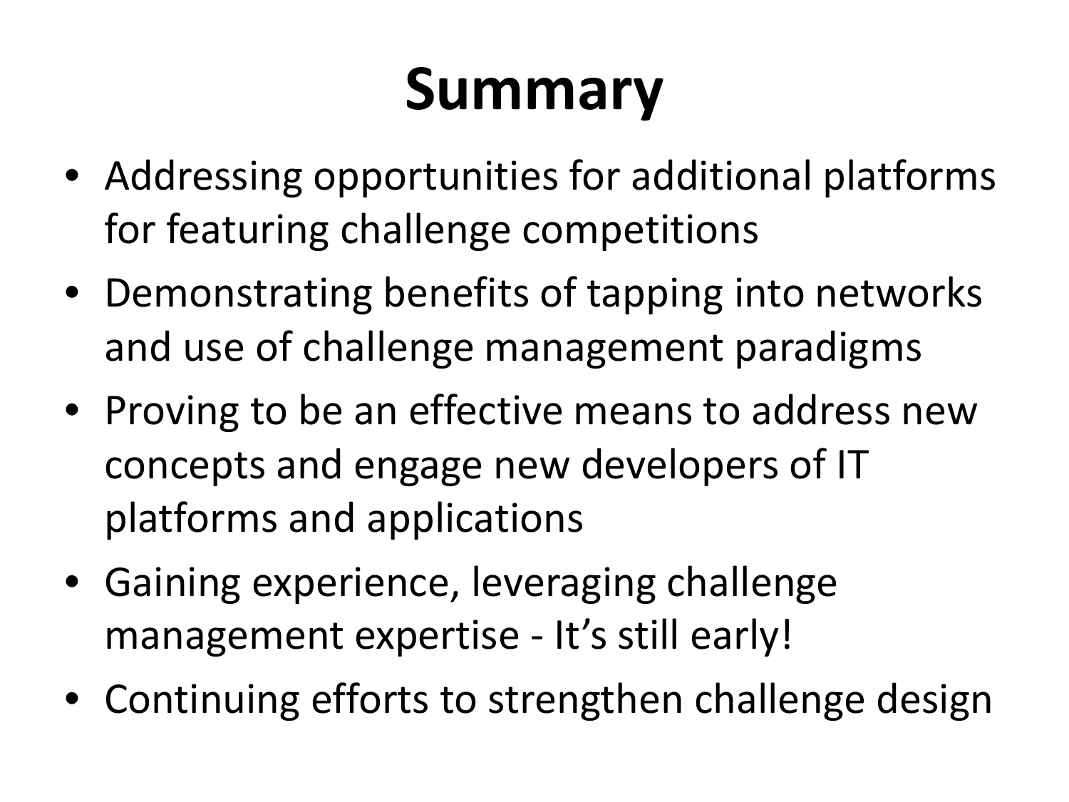# Summary

- Addressing opportunities for additional platforms for featuring challenge competitions
- Demonstrating benefits of tapping into networks and use of challenge management paradigms
- Proving to be an effective means to address new concepts and engage new developers of IT platforms and applications
- Gaining experience, leveraging challenge management expertise - It's still early!
- Continuing efforts to strengthen challenge design